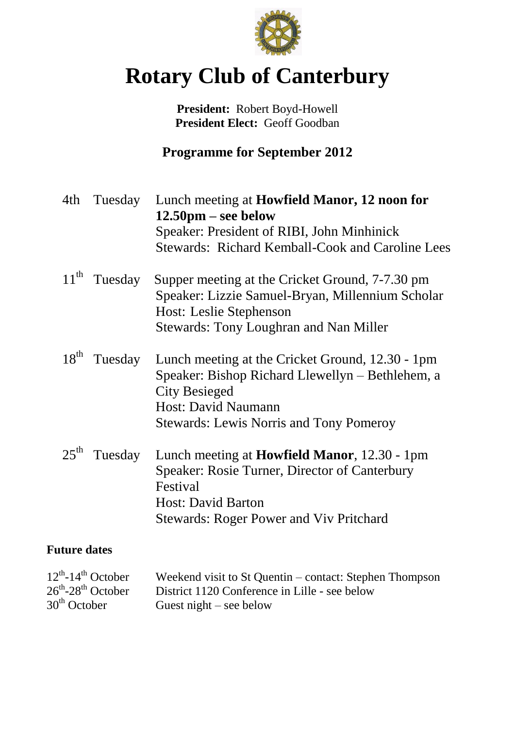# Rotary Club of Canterbury

**President:** Robert Boyd-Howell
**President Elect:** Geoff Goodban

## Programme for September 2012

| | | |
|---|---|---|
| 4th | Tuesday | Lunch meeting at **Howfield Manor, 12 noon for 12.50pm – see below**<br>Speaker: President of RIBI, John Minhinick<br>Stewards: Richard Kemball-Cook and Caroline Lees |
| 11th | Tuesday | Supper meeting at the Cricket Ground, 7-7.30 pm<br>Speaker: Lizzie Samuel-Bryan, Millennium Scholar<br>Host: Leslie Stephenson<br>Stewards: Tony Loughran and Nan Miller |
| 18th | Tuesday | Lunch meeting at the Cricket Ground, 12.30 - 1pm<br>Speaker: Bishop Richard Llewellyn – Bethlehem, a City Besieged<br>Host: David Naumann<br>Stewards: Lewis Norris and Tony Pomeroy |
| 25th | Tuesday | Lunch meeting at **Howfield Manor**, 12.30 - 1pm<br>Speaker: Rosie Turner, Director of Canterbury Festival<br>Host: David Barton<br>Stewards: Roger Power and Viv Pritchard |

**Future dates**

| | |
|---|---|
| 12th-14th October | Weekend visit to St Quentin – contact: Stephen Thompson |
| 26th-28th October | District 1120 Conference in Lille - see below |
| 30th October | Guest night – see below |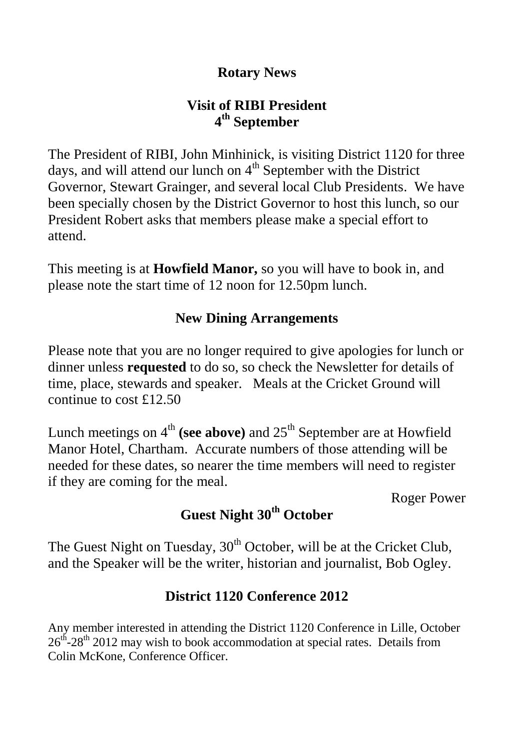# Rotary News

## Visit of RIBI President 4th September

The President of RIBI, John Minhinick, is visiting District 1120 for three days, and will attend our lunch on 4th September with the District Governor, Stewart Grainger, and several local Club Presidents. We have been specially chosen by the District Governor to host this lunch, so our President Robert asks that members please make a special effort to attend.

This meeting is at **Howfield Manor,** so you will have to book in, and please note the start time of 12 noon for 12.50pm lunch.

## New Dining Arrangements

Please note that you are no longer required to give apologies for lunch or dinner unless **requested** to do so, so check the Newsletter for details of time, place, stewards and speaker. Meals at the Cricket Ground will continue to cost £12.50

Lunch meetings on 4th **(see above)** and 25th September are at Howfield Manor Hotel, Chartham. Accurate numbers of those attending will be needed for these dates, so nearer the time members will need to register if they are coming for the meal.

Roger Power

## Guest Night 30th October

The Guest Night on Tuesday, 30th October, will be at the Cricket Club, and the Speaker will be the writer, historian and journalist, Bob Ogley.

## District 1120 Conference 2012

Any member interested in attending the District 1120 Conference in Lille, October 26th-28th 2012 may wish to book accommodation at special rates. Details from Colin McKone, Conference Officer.